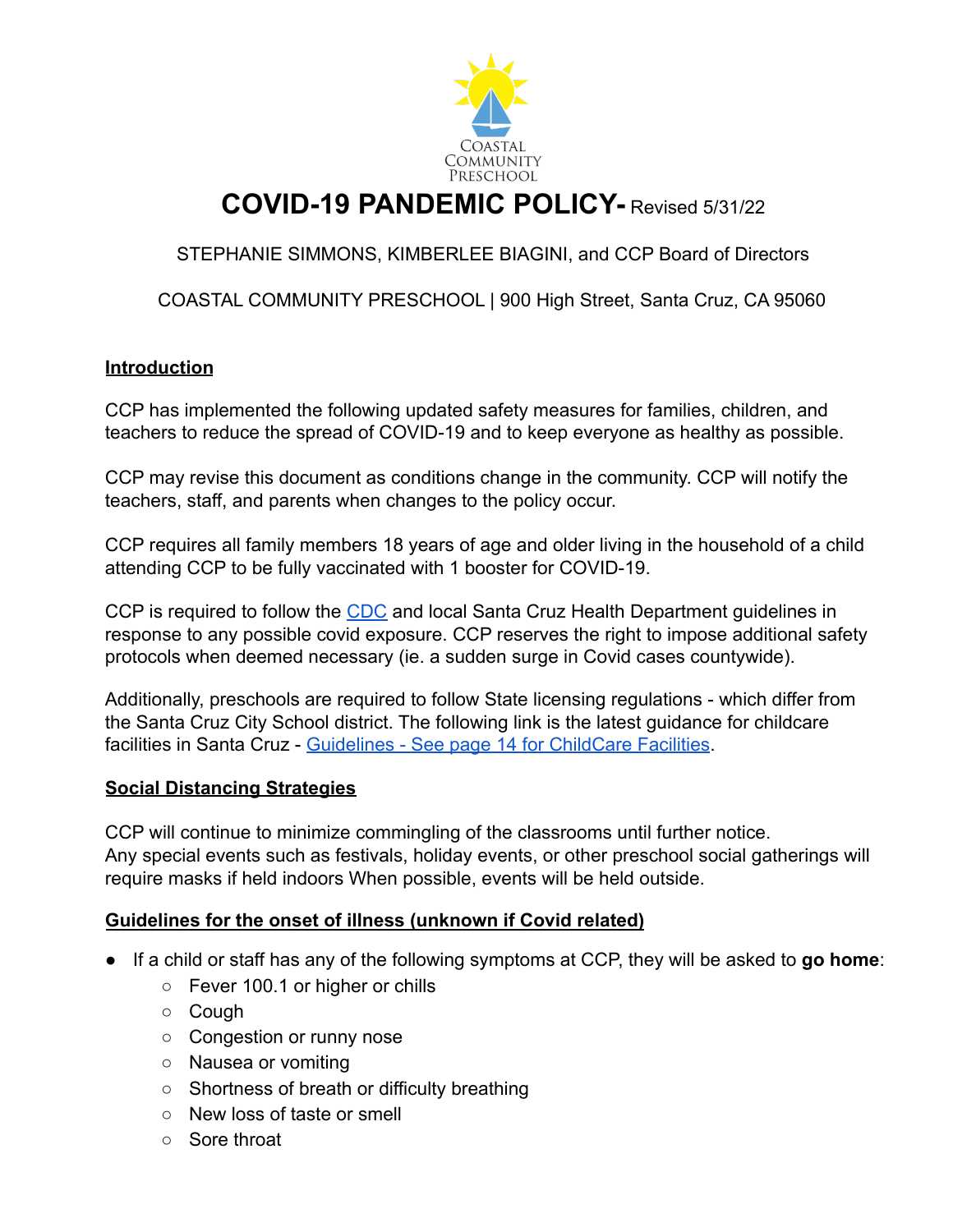Coastal Community Preschool

# COVID-19 PANDEMIC POLICY- Revised 5/31/22

STEPHANIE SIMMONS, KIMBERLEE BIAGINI, and CCP Board of Directors

COASTAL COMMUNITY PRESCHOOL | 900 High Street, Santa Cruz, CA 95060

## Introduction

CCP has implemented the following updated safety measures for families, children, and teachers to reduce the spread of COVID-19 and to keep everyone as healthy as possible.

CCP may revise this document as conditions change in the community. CCP will notify the teachers, staff, and parents when changes to the policy occur.

CCP requires all family members 18 years of age and older living in the household of a child attending CCP to be fully vaccinated with 1 booster for COVID-19.

CCP is required to follow the CDC and local Santa Cruz Health Department guidelines in response to any possible covid exposure. CCP reserves the right to impose additional safety protocols when deemed necessary (ie. a sudden surge in Covid cases countywide).

Additionally, preschools are required to follow State licensing regulations - which differ from the Santa Cruz City School district. The following link is the latest guidance for childcare facilities in Santa Cruz - Guidelines - See page 14 for ChildCare Facilities.

## Social Distancing Strategies

CCP will continue to minimize commingling of the classrooms until further notice.
Any special events such as festivals, holiday events, or other preschool social gatherings will require masks if held indoors When possible, events will be held outside.

## Guidelines for the onset of illness (unknown if Covid related)

- If a child or staff has any of the following symptoms at CCP, they will be asked to **go home**:
  - Fever 100.1 or higher or chills
  - Cough
  - Congestion or runny nose
  - Nausea or vomiting
  - Shortness of breath or difficulty breathing
  - New loss of taste or smell
  - Sore throat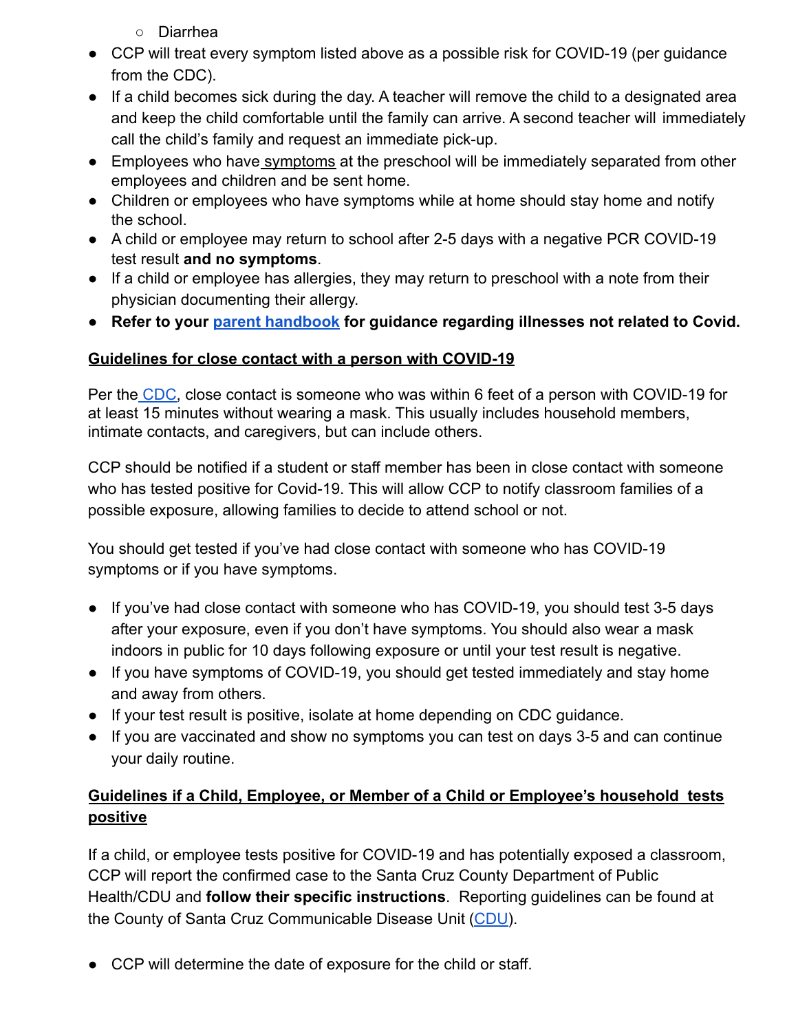- Diarrhea
- CCP will treat every symptom listed above as a possible risk for COVID-19 (per guidance from the CDC).
- If a child becomes sick during the day. A teacher will remove the child to a designated area and keep the child comfortable until the family can arrive. A second teacher will immediately call the child's family and request an immediate pick-up.
- Employees who have symptoms at the preschool will be immediately separated from other employees and children and be sent home.
- Children or employees who have symptoms while at home should stay home and notify the school.
- A child or employee may return to school after 2-5 days with a negative PCR COVID-19 test result **and no symptoms**.
- If a child or employee has allergies, they may return to preschool with a note from their physician documenting their allergy.
- **Refer to your parent handbook for guidance regarding illnesses not related to Covid.**

**Guidelines for close contact with a person with COVID-19**

Per the CDC, close contact is someone who was within 6 feet of a person with COVID-19 for at least 15 minutes without wearing a mask. This usually includes household members, intimate contacts, and caregivers, but can include others.

CCP should be notified if a student or staff member has been in close contact with someone who has tested positive for Covid-19. This will allow CCP to notify classroom families of a possible exposure, allowing families to decide to attend school or not.

You should get tested if you've had close contact with someone who has COVID-19 symptoms or if you have symptoms.

- If you've had close contact with someone who has COVID-19, you should test 3-5 days after your exposure, even if you don't have symptoms. You should also wear a mask indoors in public for 10 days following exposure or until your test result is negative.
- If you have symptoms of COVID-19, you should get tested immediately and stay home and away from others.
- If your test result is positive, isolate at home depending on CDC guidance.
- If you are vaccinated and show no symptoms you can test on days 3-5 and can continue your daily routine.

**Guidelines if a Child, Employee, or Member of a Child or Employee's household tests positive**

If a child, or employee tests positive for COVID-19 and has potentially exposed a classroom, CCP will report the confirmed case to the Santa Cruz County Department of Public Health/CDU and **follow their specific instructions**. Reporting guidelines can be found at the County of Santa Cruz Communicable Disease Unit (CDU).

- CCP will determine the date of exposure for the child or staff.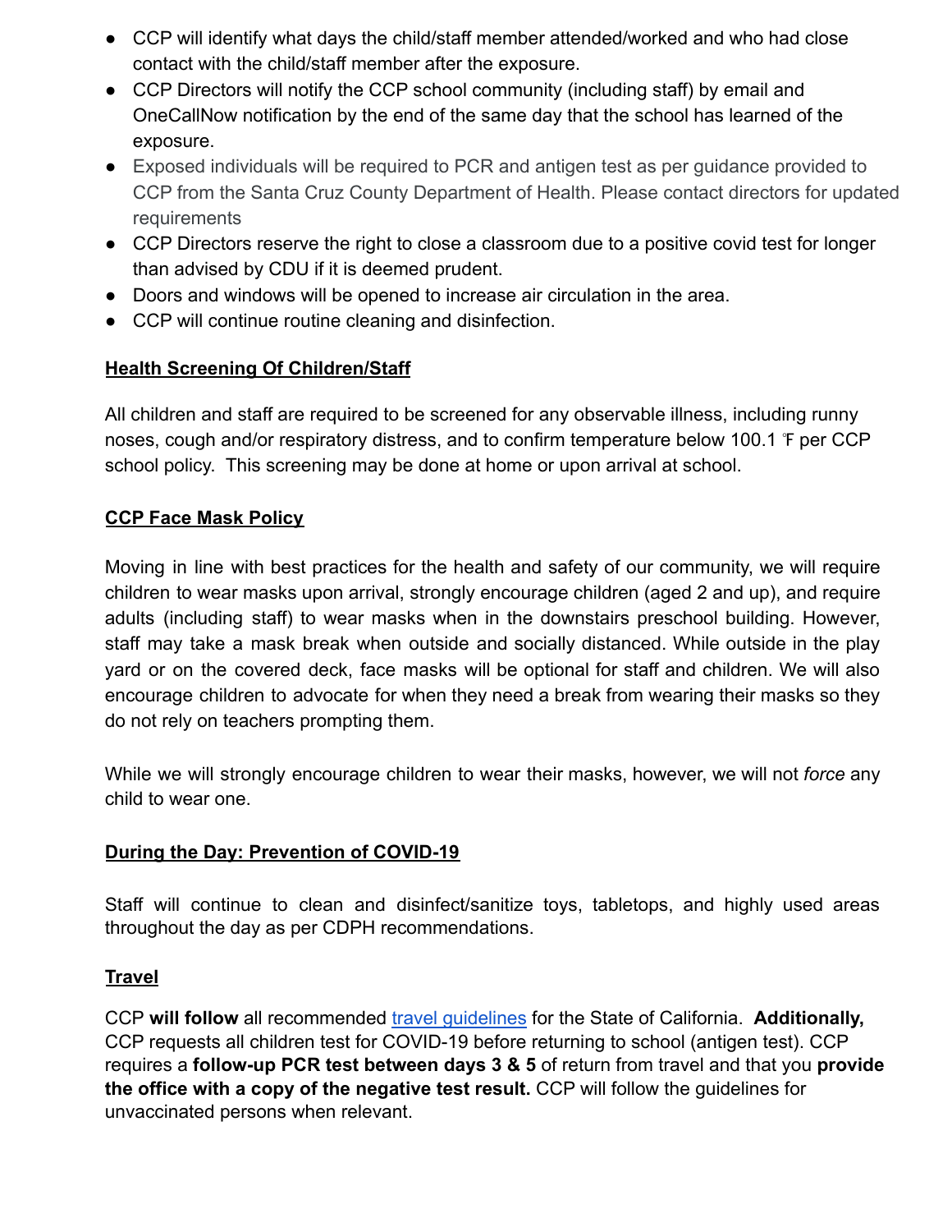- CCP will identify what days the child/staff member attended/worked and who had close contact with the child/staff member after the exposure.
- CCP Directors will notify the CCP school community (including staff) by email and OneCallNow notification by the end of the same day that the school has learned of the exposure.
- Exposed individuals will be required to PCR and antigen test as per guidance provided to CCP from the Santa Cruz County Department of Health. Please contact directors for updated requirements
- CCP Directors reserve the right to close a classroom due to a positive covid test for longer than advised by CDU if it is deemed prudent.
- Doors and windows will be opened to increase air circulation in the area.
- CCP will continue routine cleaning and disinfection.

## Health Screening Of Children/Staff

All children and staff are required to be screened for any observable illness, including runny noses, cough and/or respiratory distress, and to confirm temperature below 100.1 ℉ per CCP school policy. This screening may be done at home or upon arrival at school.

## CCP Face Mask Policy

Moving in line with best practices for the health and safety of our community, we will require children to wear masks upon arrival, strongly encourage children (aged 2 and up), and require adults (including staff) to wear masks when in the downstairs preschool building. However, staff may take a mask break when outside and socially distanced. While outside in the play yard or on the covered deck, face masks will be optional for staff and children. We will also encourage children to advocate for when they need a break from wearing their masks so they do not rely on teachers prompting them.

While we will strongly encourage children to wear their masks, however, we will not *force* any child to wear one.

## During the Day: Prevention of COVID-19

Staff will continue to clean and disinfect/sanitize toys, tabletops, and highly used areas throughout the day as per CDPH recommendations.

## Travel

CCP **will follow** all recommended [travel guidelines] for the State of California. **Additionally,** CCP requests all children test for COVID-19 before returning to school (antigen test). CCP requires a **follow-up PCR test between days 3 & 5** of return from travel and that you **provide the office with a copy of the negative test result.** CCP will follow the guidelines for unvaccinated persons when relevant.